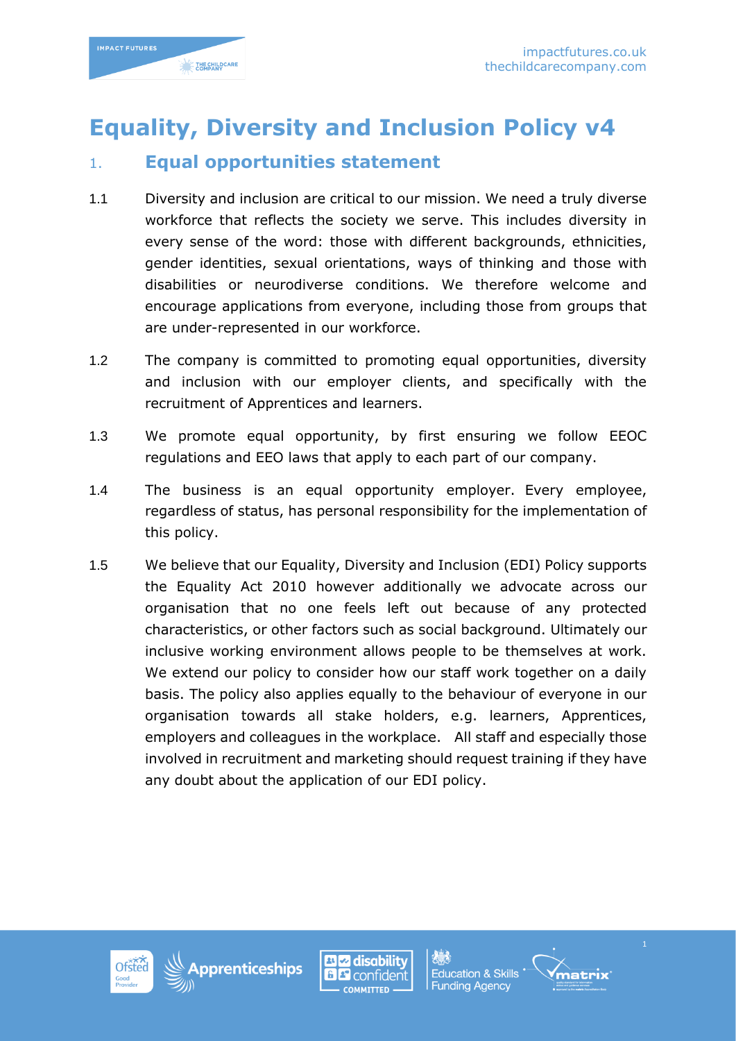# Equality, Diversity and Inclusion Policy v4

## 1. Equal opportunities statement

1.1 Diversity and inclusion are critical to our mission. We need a truly diverse workforce that reflects the society we serve. This includes diversity in every sense of the word: those with different backgrounds, ethnicities, gender identities, sexual orientations, ways of thinking and those with disabilities or neurodiverse conditions. We therefore welcome and encourage applications from everyone, including those from groups that are under-represented in our workforce.

1.2 The company is committed to promoting equal opportunities, diversity and inclusion with our employer clients, and specifically with the recruitment of Apprentices and learners.

1.3 We promote equal opportunity, by first ensuring we follow EEOC regulations and EEO laws that apply to each part of our company.

1.4 The business is an equal opportunity employer. Every employee, regardless of status, has personal responsibility for the implementation of this policy.

1.5 We believe that our Equality, Diversity and Inclusion (EDI) Policy supports the Equality Act 2010 however additionally we advocate across our organisation that no one feels left out because of any protected characteristics, or other factors such as social background. Ultimately our inclusive working environment allows people to be themselves at work. We extend our policy to consider how our staff work together on a daily basis. The policy also applies equally to the behaviour of everyone in our organisation towards all stake holders, e.g. learners, Apprentices, employers and colleagues in the workplace. All staff and especially those involved in recruitment and marketing should request training if they have any doubt about the application of our EDI policy.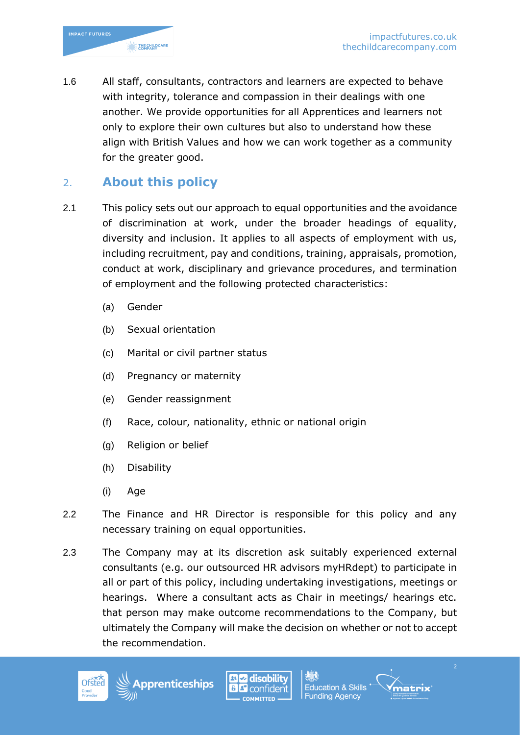1.6 All staff, consultants, contractors and learners are expected to behave with integrity, tolerance and compassion in their dealings with one another. We provide opportunities for all Apprentices and learners not only to explore their own cultures but also to understand how these align with British Values and how we can work together as a community for the greater good.

## 2. About this policy

2.1 This policy sets out our approach to equal opportunities and the avoidance of discrimination at work, under the broader headings of equality, diversity and inclusion. It applies to all aspects of employment with us, including recruitment, pay and conditions, training, appraisals, promotion, conduct at work, disciplinary and grievance procedures, and termination of employment and the following protected characteristics:

- (a) Gender
- (b) Sexual orientation
- (c) Marital or civil partner status
- (d) Pregnancy or maternity
- (e) Gender reassignment
- (f) Race, colour, nationality, ethnic or national origin
- (g) Religion or belief
- (h) Disability
- (i) Age

2.2 The Finance and HR Director is responsible for this policy and any necessary training on equal opportunities.

2.3 The Company may at its discretion ask suitably experienced external consultants (e.g. our outsourced HR advisors myHRdept) to participate in all or part of this policy, including undertaking investigations, meetings or hearings. Where a consultant acts as Chair in meetings/ hearings etc. that person may make outcome recommendations to the Company, but ultimately the Company will make the decision on whether or not to accept the recommendation.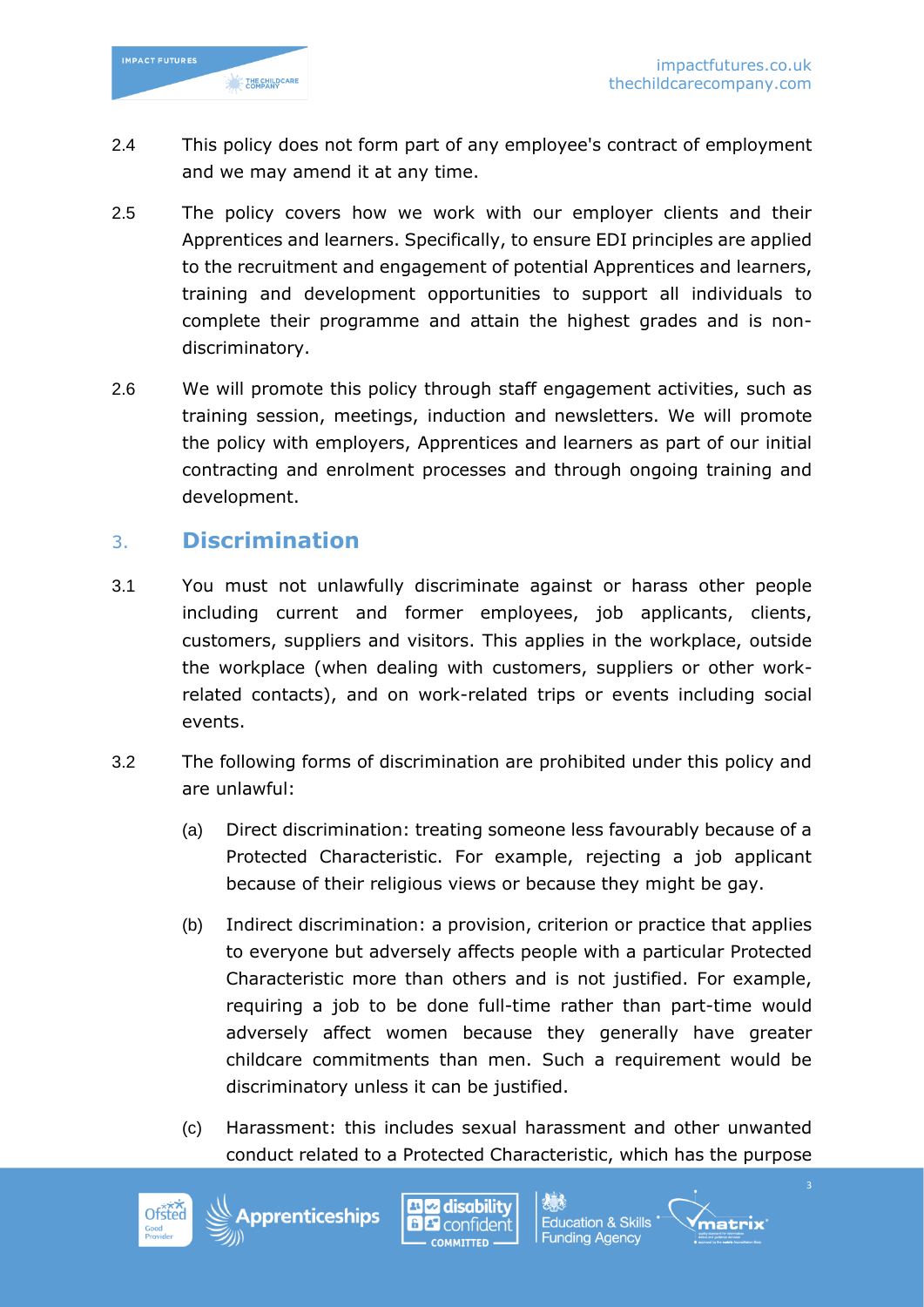2.4 This policy does not form part of any employee's contract of employment and we may amend it at any time.

2.5 The policy covers how we work with our employer clients and their Apprentices and learners. Specifically, to ensure EDI principles are applied to the recruitment and engagement of potential Apprentices and learners, training and development opportunities to support all individuals to complete their programme and attain the highest grades and is non-discriminatory.

2.6 We will promote this policy through staff engagement activities, such as training session, meetings, induction and newsletters. We will promote the policy with employers, Apprentices and learners as part of our initial contracting and enrolment processes and through ongoing training and development.

## 3. Discrimination

3.1 You must not unlawfully discriminate against or harass other people including current and former employees, job applicants, clients, customers, suppliers and visitors. This applies in the workplace, outside the workplace (when dealing with customers, suppliers or other work-related contacts), and on work-related trips or events including social events.

3.2 The following forms of discrimination are prohibited under this policy and are unlawful:

(a) Direct discrimination: treating someone less favourably because of a Protected Characteristic. For example, rejecting a job applicant because of their religious views or because they might be gay.

(b) Indirect discrimination: a provision, criterion or practice that applies to everyone but adversely affects people with a particular Protected Characteristic more than others and is not justified. For example, requiring a job to be done full-time rather than part-time would adversely affect women because they generally have greater childcare commitments than men. Such a requirement would be discriminatory unless it can be justified.

(c) Harassment: this includes sexual harassment and other unwanted conduct related to a Protected Characteristic, which has the purpose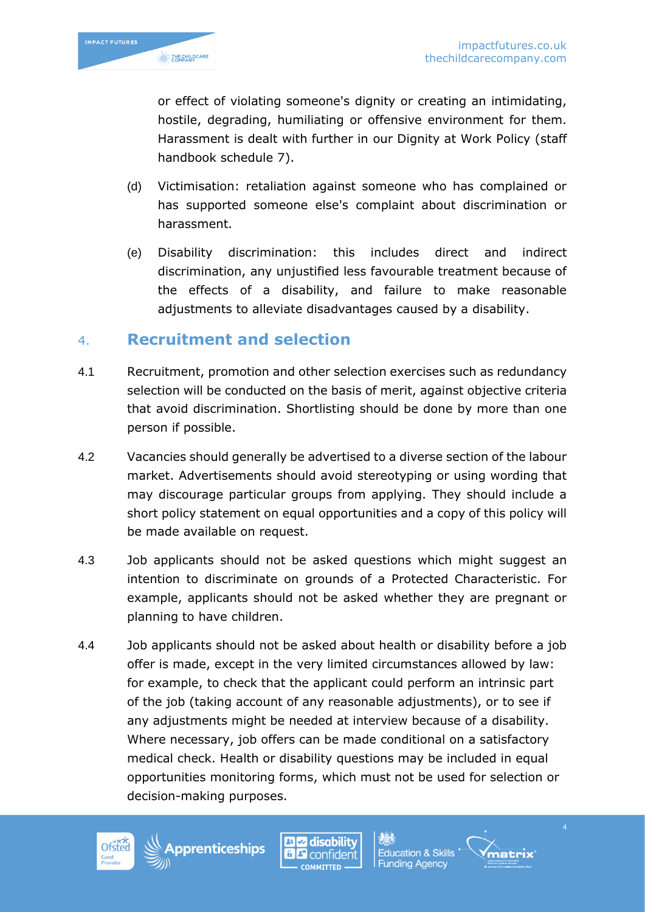or effect of violating someone's dignity or creating an intimidating, hostile, degrading, humiliating or offensive environment for them. Harassment is dealt with further in our Dignity at Work Policy (staff handbook schedule 7).

(d) Victimisation: retaliation against someone who has complained or has supported someone else's complaint about discrimination or harassment.

(e) Disability discrimination: this includes direct and indirect discrimination, any unjustified less favourable treatment because of the effects of a disability, and failure to make reasonable adjustments to alleviate disadvantages caused by a disability.

## 4. Recruitment and selection

4.1 Recruitment, promotion and other selection exercises such as redundancy selection will be conducted on the basis of merit, against objective criteria that avoid discrimination. Shortlisting should be done by more than one person if possible.

4.2 Vacancies should generally be advertised to a diverse section of the labour market. Advertisements should avoid stereotyping or using wording that may discourage particular groups from applying. They should include a short policy statement on equal opportunities and a copy of this policy will be made available on request.

4.3 Job applicants should not be asked questions which might suggest an intention to discriminate on grounds of a Protected Characteristic. For example, applicants should not be asked whether they are pregnant or planning to have children.

4.4 Job applicants should not be asked about health or disability before a job offer is made, except in the very limited circumstances allowed by law: for example, to check that the applicant could perform an intrinsic part of the job (taking account of any reasonable adjustments), or to see if any adjustments might be needed at interview because of a disability. Where necessary, job offers can be made conditional on a satisfactory medical check. Health or disability questions may be included in equal opportunities monitoring forms, which must not be used for selection or decision-making purposes.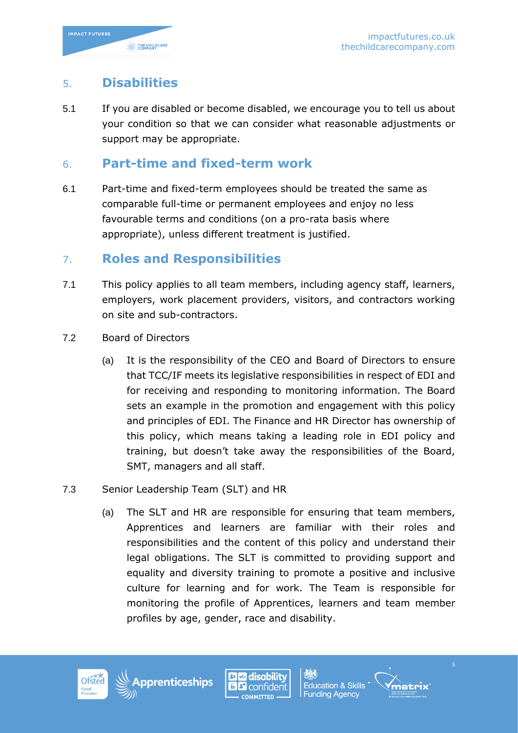## 5. Disabilities

5.1 If you are disabled or become disabled, we encourage you to tell us about your condition so that we can consider what reasonable adjustments or support may be appropriate.

## 6. Part-time and fixed-term work

6.1 Part-time and fixed-term employees should be treated the same as comparable full-time or permanent employees and enjoy no less favourable terms and conditions (on a pro-rata basis where appropriate), unless different treatment is justified.

## 7. Roles and Responsibilities

7.1 This policy applies to all team members, including agency staff, learners, employers, work placement providers, visitors, and contractors working on site and sub-contractors.

7.2 Board of Directors

(a) It is the responsibility of the CEO and Board of Directors to ensure that TCC/IF meets its legislative responsibilities in respect of EDI and for receiving and responding to monitoring information. The Board sets an example in the promotion and engagement with this policy and principles of EDI. The Finance and HR Director has ownership of this policy, which means taking a leading role in EDI policy and training, but doesn't take away the responsibilities of the Board, SMT, managers and all staff.

7.3 Senior Leadership Team (SLT) and HR

(a) The SLT and HR are responsible for ensuring that team members, Apprentices and learners are familiar with their roles and responsibilities and the content of this policy and understand their legal obligations. The SLT is committed to providing support and equality and diversity training to promote a positive and inclusive culture for learning and for work. The Team is responsible for monitoring the profile of Apprentices, learners and team member profiles by age, gender, race and disability.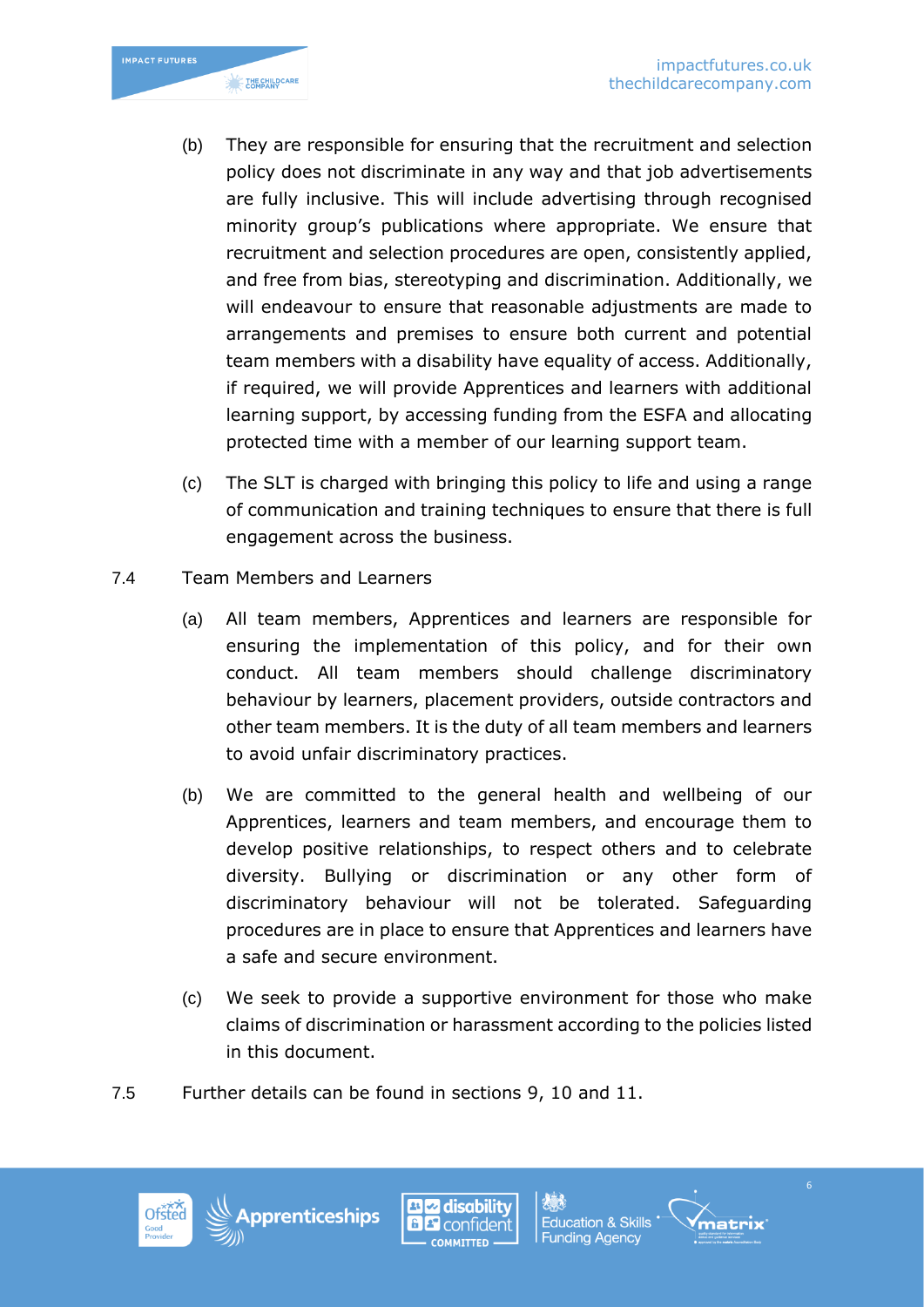(b) They are responsible for ensuring that the recruitment and selection policy does not discriminate in any way and that job advertisements are fully inclusive. This will include advertising through recognised minority group's publications where appropriate. We ensure that recruitment and selection procedures are open, consistently applied, and free from bias, stereotyping and discrimination. Additionally, we will endeavour to ensure that reasonable adjustments are made to arrangements and premises to ensure both current and potential team members with a disability have equality of access. Additionally, if required, we will provide Apprentices and learners with additional learning support, by accessing funding from the ESFA and allocating protected time with a member of our learning support team.

(c) The SLT is charged with bringing this policy to life and using a range of communication and training techniques to ensure that there is full engagement across the business.

7.4 Team Members and Learners

(a) All team members, Apprentices and learners are responsible for ensuring the implementation of this policy, and for their own conduct. All team members should challenge discriminatory behaviour by learners, placement providers, outside contractors and other team members. It is the duty of all team members and learners to avoid unfair discriminatory practices.

(b) We are committed to the general health and wellbeing of our Apprentices, learners and team members, and encourage them to develop positive relationships, to respect others and to celebrate diversity. Bullying or discrimination or any other form of discriminatory behaviour will not be tolerated. Safeguarding procedures are in place to ensure that Apprentices and learners have a safe and secure environment.

(c) We seek to provide a supportive environment for those who make claims of discrimination or harassment according to the policies listed in this document.

7.5 Further details can be found in sections 9, 10 and 11.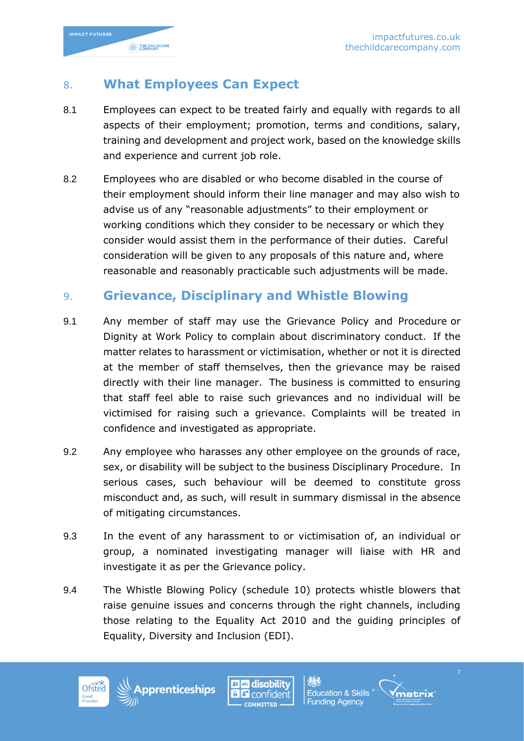## 8. What Employees Can Expect

8.1 Employees can expect to be treated fairly and equally with regards to all aspects of their employment; promotion, terms and conditions, salary, training and development and project work, based on the knowledge skills and experience and current job role.

8.2 Employees who are disabled or who become disabled in the course of their employment should inform their line manager and may also wish to advise us of any "reasonable adjustments" to their employment or working conditions which they consider to be necessary or which they consider would assist them in the performance of their duties. Careful consideration will be given to any proposals of this nature and, where reasonable and reasonably practicable such adjustments will be made.

## 9. Grievance, Disciplinary and Whistle Blowing

9.1 Any member of staff may use the Grievance Policy and Procedure or Dignity at Work Policy to complain about discriminatory conduct. If the matter relates to harassment or victimisation, whether or not it is directed at the member of staff themselves, then the grievance may be raised directly with their line manager. The business is committed to ensuring that staff feel able to raise such grievances and no individual will be victimised for raising such a grievance. Complaints will be treated in confidence and investigated as appropriate.

9.2 Any employee who harasses any other employee on the grounds of race, sex, or disability will be subject to the business Disciplinary Procedure. In serious cases, such behaviour will be deemed to constitute gross misconduct and, as such, will result in summary dismissal in the absence of mitigating circumstances.

9.3 In the event of any harassment to or victimisation of, an individual or group, a nominated investigating manager will liaise with HR and investigate it as per the Grievance policy.

9.4 The Whistle Blowing Policy (schedule 10) protects whistle blowers that raise genuine issues and concerns through the right channels, including those relating to the Equality Act 2010 and the guiding principles of Equality, Diversity and Inclusion (EDI).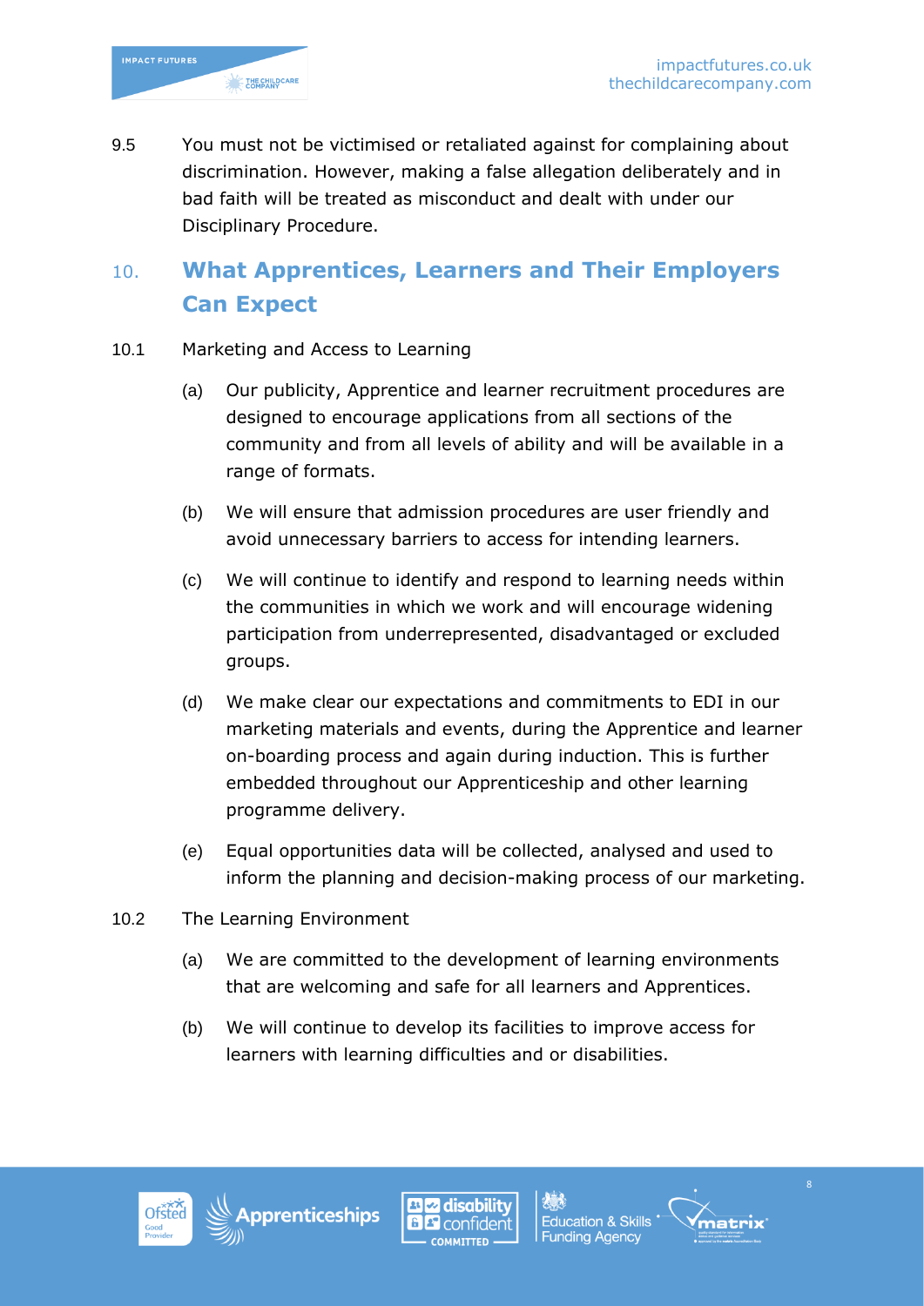9.5 You must not be victimised or retaliated against for complaining about discrimination. However, making a false allegation deliberately and in bad faith will be treated as misconduct and dealt with under our Disciplinary Procedure.

## 10. What Apprentices, Learners and Their Employers Can Expect

10.1 Marketing and Access to Learning

(a) Our publicity, Apprentice and learner recruitment procedures are designed to encourage applications from all sections of the community and from all levels of ability and will be available in a range of formats.

(b) We will ensure that admission procedures are user friendly and avoid unnecessary barriers to access for intending learners.

(c) We will continue to identify and respond to learning needs within the communities in which we work and will encourage widening participation from underrepresented, disadvantaged or excluded groups.

(d) We make clear our expectations and commitments to EDI in our marketing materials and events, during the Apprentice and learner on-boarding process and again during induction. This is further embedded throughout our Apprenticeship and other learning programme delivery.

(e) Equal opportunities data will be collected, analysed and used to inform the planning and decision-making process of our marketing.

10.2 The Learning Environment

(a) We are committed to the development of learning environments that are welcoming and safe for all learners and Apprentices.

(b) We will continue to develop its facilities to improve access for learners with learning difficulties and or disabilities.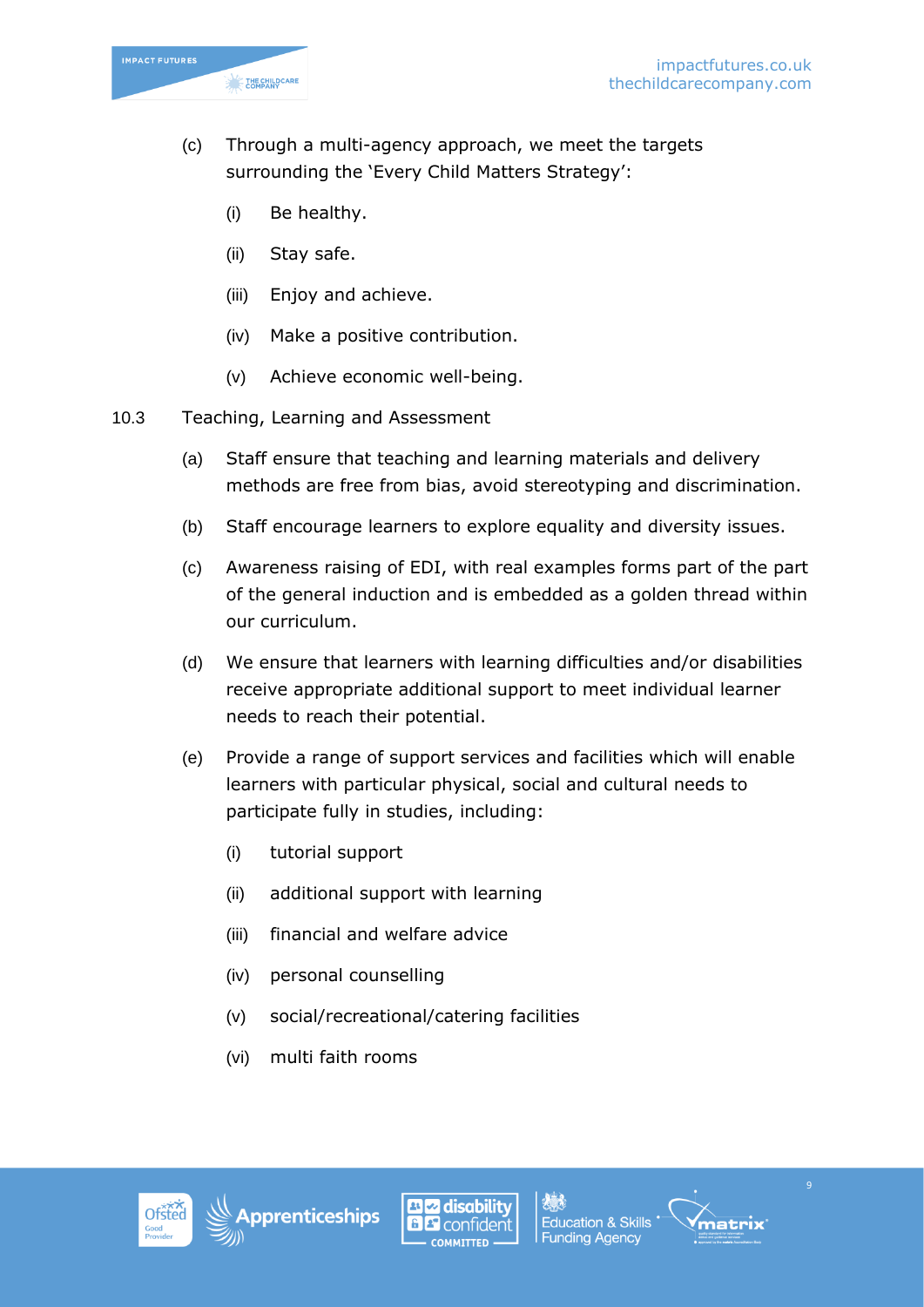(c) Through a multi-agency approach, we meet the targets surrounding the 'Every Child Matters Strategy':

   (i) Be healthy.

   (ii) Stay safe.

   (iii) Enjoy and achieve.

   (iv) Make a positive contribution.

   (v) Achieve economic well-being.

10.3 Teaching, Learning and Assessment

(a) Staff ensure that teaching and learning materials and delivery methods are free from bias, avoid stereotyping and discrimination.

(b) Staff encourage learners to explore equality and diversity issues.

(c) Awareness raising of EDI, with real examples forms part of the part of the general induction and is embedded as a golden thread within our curriculum.

(d) We ensure that learners with learning difficulties and/or disabilities receive appropriate additional support to meet individual learner needs to reach their potential.

(e) Provide a range of support services and facilities which will enable learners with particular physical, social and cultural needs to participate fully in studies, including:

   (i) tutorial support

   (ii) additional support with learning

   (iii) financial and welfare advice

   (iv) personal counselling

   (v) social/recreational/catering facilities

   (vi) multi faith rooms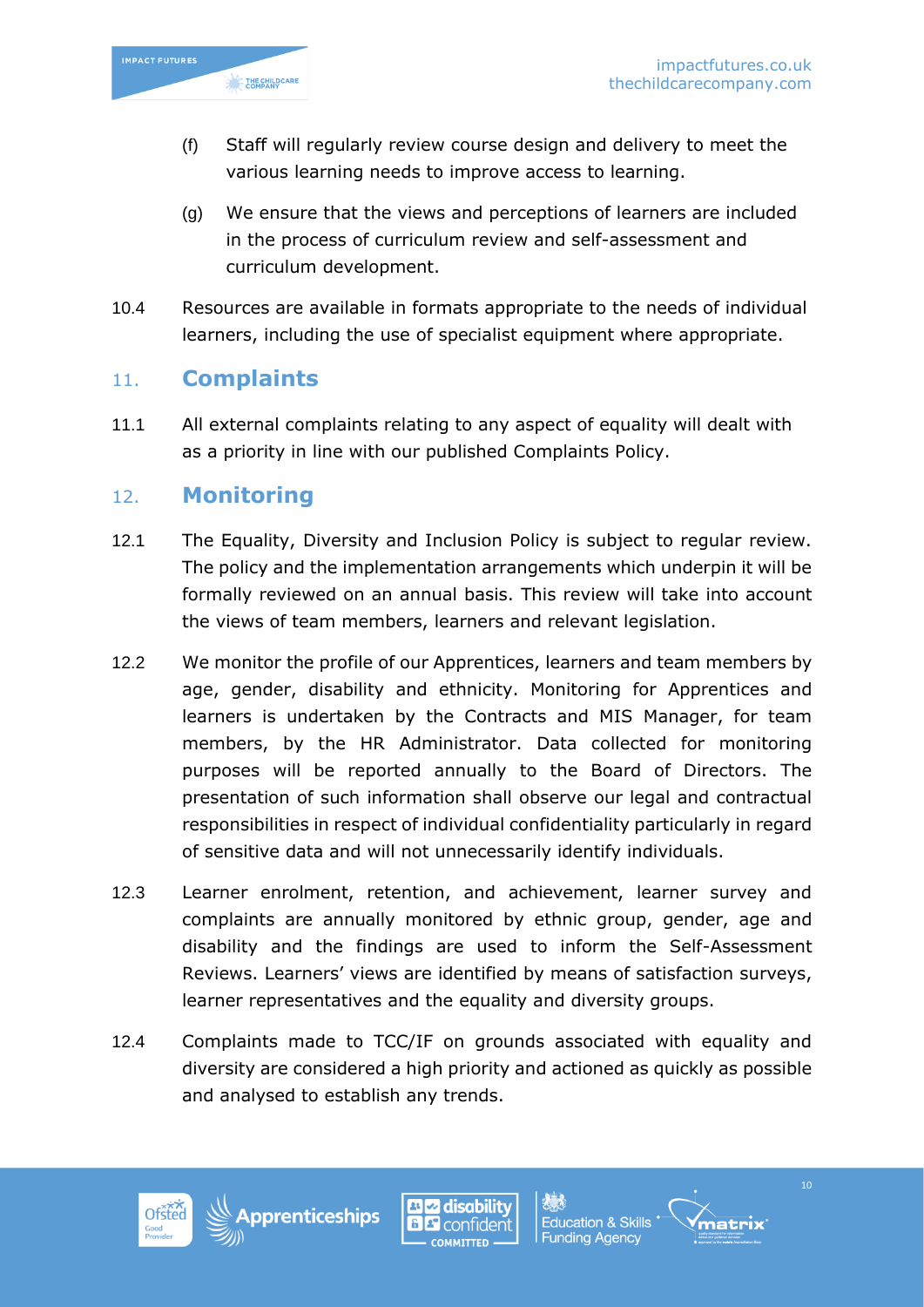(f) Staff will regularly review course design and delivery to meet the various learning needs to improve access to learning.

(g) We ensure that the views and perceptions of learners are included in the process of curriculum review and self-assessment and curriculum development.

10.4 Resources are available in formats appropriate to the needs of individual learners, including the use of specialist equipment where appropriate.

## 11. Complaints

11.1 All external complaints relating to any aspect of equality will dealt with as a priority in line with our published Complaints Policy.

## 12. Monitoring

12.1 The Equality, Diversity and Inclusion Policy is subject to regular review. The policy and the implementation arrangements which underpin it will be formally reviewed on an annual basis. This review will take into account the views of team members, learners and relevant legislation.

12.2 We monitor the profile of our Apprentices, learners and team members by age, gender, disability and ethnicity. Monitoring for Apprentices and learners is undertaken by the Contracts and MIS Manager, for team members, by the HR Administrator. Data collected for monitoring purposes will be reported annually to the Board of Directors. The presentation of such information shall observe our legal and contractual responsibilities in respect of individual confidentiality particularly in regard of sensitive data and will not unnecessarily identify individuals.

12.3 Learner enrolment, retention, and achievement, learner survey and complaints are annually monitored by ethnic group, gender, age and disability and the findings are used to inform the Self-Assessment Reviews. Learners' views are identified by means of satisfaction surveys, learner representatives and the equality and diversity groups.

12.4 Complaints made to TCC/IF on grounds associated with equality and diversity are considered a high priority and actioned as quickly as possible and analysed to establish any trends.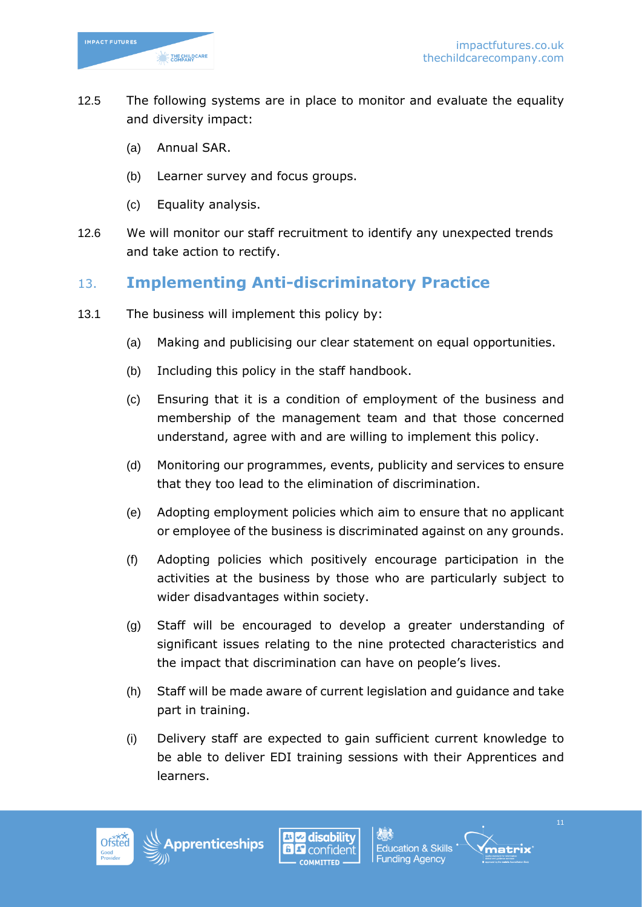12.5 The following systems are in place to monitor and evaluate the equality and diversity impact:

(a) Annual SAR.

(b) Learner survey and focus groups.

(c) Equality analysis.

12.6 We will monitor our staff recruitment to identify any unexpected trends and take action to rectify.

## 13. Implementing Anti-discriminatory Practice

13.1 The business will implement this policy by:

(a) Making and publicising our clear statement on equal opportunities.

(b) Including this policy in the staff handbook.

(c) Ensuring that it is a condition of employment of the business and membership of the management team and that those concerned understand, agree with and are willing to implement this policy.

(d) Monitoring our programmes, events, publicity and services to ensure that they too lead to the elimination of discrimination.

(e) Adopting employment policies which aim to ensure that no applicant or employee of the business is discriminated against on any grounds.

(f) Adopting policies which positively encourage participation in the activities at the business by those who are particularly subject to wider disadvantages within society.

(g) Staff will be encouraged to develop a greater understanding of significant issues relating to the nine protected characteristics and the impact that discrimination can have on people's lives.

(h) Staff will be made aware of current legislation and guidance and take part in training.

(i) Delivery staff are expected to gain sufficient current knowledge to be able to deliver EDI training sessions with their Apprentices and learners.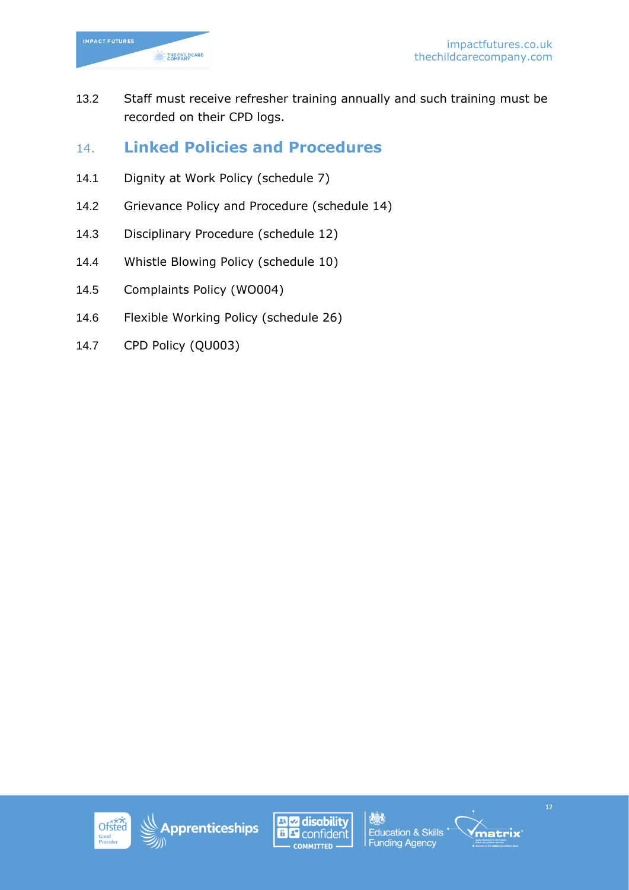13.2 Staff must receive refresher training annually and such training must be recorded on their CPD logs.

## 14. Linked Policies and Procedures

14.1 Dignity at Work Policy (schedule 7)

14.2 Grievance Policy and Procedure (schedule 14)

14.3 Disciplinary Procedure (schedule 12)

14.4 Whistle Blowing Policy (schedule 10)

14.5 Complaints Policy (WO004)

14.6 Flexible Working Policy (schedule 26)

14.7 CPD Policy (QU003)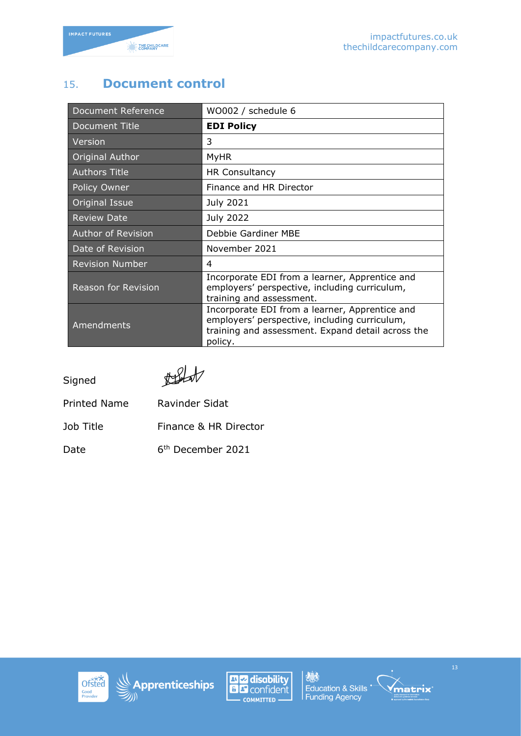## 15. Document control

| | |
|---|---|
| Document Reference | WO002 / schedule 6 |
| Document Title | **EDI Policy** |
| Version | 3 |
| Original Author | MyHR |
| Authors Title | HR Consultancy |
| Policy Owner | Finance and HR Director |
| Original Issue | July 2021 |
| Review Date | July 2022 |
| Author of Revision | Debbie Gardiner MBE |
| Date of Revision | November 2021 |
| Revision Number | 4 |
| Reason for Revision | Incorporate EDI from a learner, Apprentice and employers' perspective, including curriculum, training and assessment. |
| Amendments | Incorporate EDI from a learner, Apprentice and employers' perspective, including curriculum, training and assessment. Expand detail across the policy. |

Signed

Printed Name Ravinder Sidat

Job Title Finance & HR Director

Date 6th December 2021